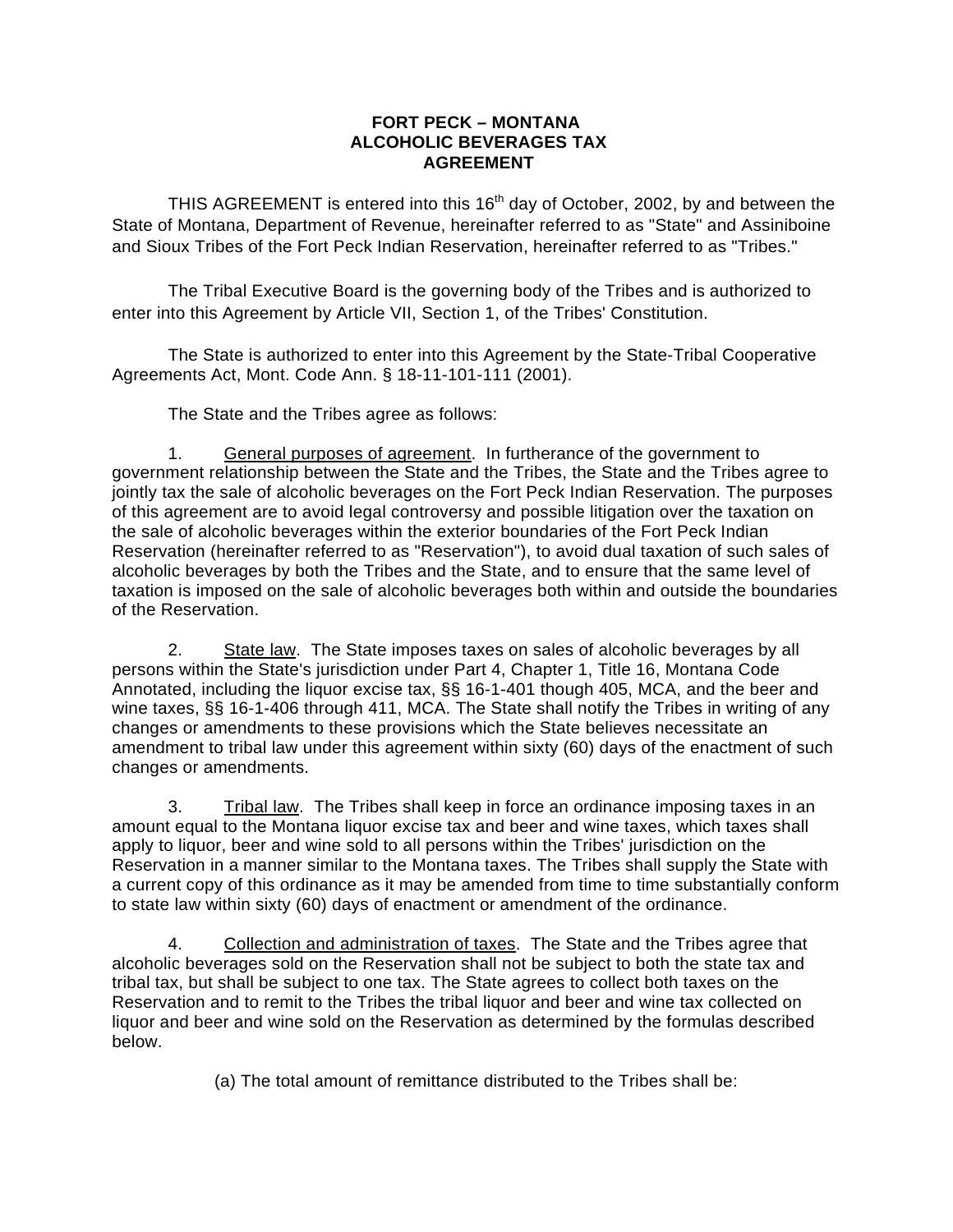# FORT PECK – MONTANA ALCOHOLIC BEVERAGES TAX AGREEMENT

THIS AGREEMENT is entered into this 16th day of October, 2002, by and between the State of Montana, Department of Revenue, hereinafter referred to as "State" and Assiniboine and Sioux Tribes of the Fort Peck Indian Reservation, hereinafter referred to as "Tribes."

The Tribal Executive Board is the governing body of the Tribes and is authorized to enter into this Agreement by Article VII, Section 1, of the Tribes' Constitution.

The State is authorized to enter into this Agreement by the State-Tribal Cooperative Agreements Act, Mont. Code Ann. § 18-11-101-111 (2001).

The State and the Tribes agree as follows:

1. General purposes of agreement. In furtherance of the government to government relationship between the State and the Tribes, the State and the Tribes agree to jointly tax the sale of alcoholic beverages on the Fort Peck Indian Reservation. The purposes of this agreement are to avoid legal controversy and possible litigation over the taxation on the sale of alcoholic beverages within the exterior boundaries of the Fort Peck Indian Reservation (hereinafter referred to as "Reservation"), to avoid dual taxation of such sales of alcoholic beverages by both the Tribes and the State, and to ensure that the same level of taxation is imposed on the sale of alcoholic beverages both within and outside the boundaries of the Reservation.

2. State law. The State imposes taxes on sales of alcoholic beverages by all persons within the State's jurisdiction under Part 4, Chapter 1, Title 16, Montana Code Annotated, including the liquor excise tax, §§ 16-1-401 though 405, MCA, and the beer and wine taxes, §§ 16-1-406 through 411, MCA. The State shall notify the Tribes in writing of any changes or amendments to these provisions which the State believes necessitate an amendment to tribal law under this agreement within sixty (60) days of the enactment of such changes or amendments.

3. Tribal law. The Tribes shall keep in force an ordinance imposing taxes in an amount equal to the Montana liquor excise tax and beer and wine taxes, which taxes shall apply to liquor, beer and wine sold to all persons within the Tribes' jurisdiction on the Reservation in a manner similar to the Montana taxes. The Tribes shall supply the State with a current copy of this ordinance as it may be amended from time to time substantially conform to state law within sixty (60) days of enactment or amendment of the ordinance.

4. Collection and administration of taxes. The State and the Tribes agree that alcoholic beverages sold on the Reservation shall not be subject to both the state tax and tribal tax, but shall be subject to one tax. The State agrees to collect both taxes on the Reservation and to remit to the Tribes the tribal liquor and beer and wine tax collected on liquor and beer and wine sold on the Reservation as determined by the formulas described below.

(a) The total amount of remittance distributed to the Tribes shall be: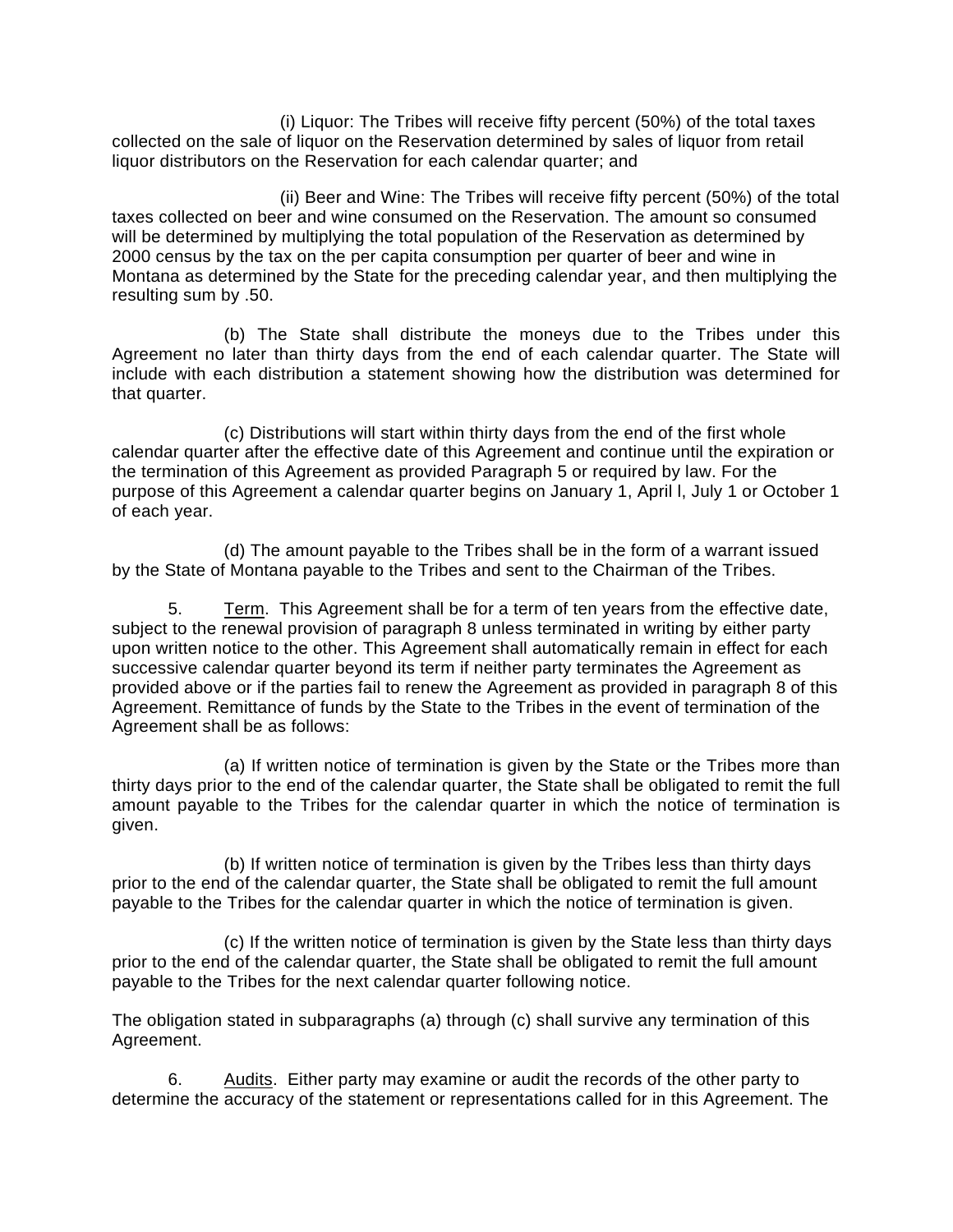(i) Liquor: The Tribes will receive fifty percent (50%) of the total taxes collected on the sale of liquor on the Reservation determined by sales of liquor from retail liquor distributors on the Reservation for each calendar quarter; and

(ii) Beer and Wine: The Tribes will receive fifty percent (50%) of the total taxes collected on beer and wine consumed on the Reservation. The amount so consumed will be determined by multiplying the total population of the Reservation as determined by 2000 census by the tax on the per capita consumption per quarter of beer and wine in Montana as determined by the State for the preceding calendar year, and then multiplying the resulting sum by .50.

(b) The State shall distribute the moneys due to the Tribes under this Agreement no later than thirty days from the end of each calendar quarter. The State will include with each distribution a statement showing how the distribution was determined for that quarter.

(c) Distributions will start within thirty days from the end of the first whole calendar quarter after the effective date of this Agreement and continue until the expiration or the termination of this Agreement as provided Paragraph 5 or required by law. For the purpose of this Agreement a calendar quarter begins on January 1, April l, July 1 or October 1 of each year.

(d) The amount payable to the Tribes shall be in the form of a warrant issued by the State of Montana payable to the Tribes and sent to the Chairman of the Tribes.

5. Term. This Agreement shall be for a term of ten years from the effective date, subject to the renewal provision of paragraph 8 unless terminated in writing by either party upon written notice to the other. This Agreement shall automatically remain in effect for each successive calendar quarter beyond its term if neither party terminates the Agreement as provided above or if the parties fail to renew the Agreement as provided in paragraph 8 of this Agreement. Remittance of funds by the State to the Tribes in the event of termination of the Agreement shall be as follows:

(a) If written notice of termination is given by the State or the Tribes more than thirty days prior to the end of the calendar quarter, the State shall be obligated to remit the full amount payable to the Tribes for the calendar quarter in which the notice of termination is given.

(b) If written notice of termination is given by the Tribes less than thirty days prior to the end of the calendar quarter, the State shall be obligated to remit the full amount payable to the Tribes for the calendar quarter in which the notice of termination is given.

(c) If the written notice of termination is given by the State less than thirty days prior to the end of the calendar quarter, the State shall be obligated to remit the full amount payable to the Tribes for the next calendar quarter following notice.

The obligation stated in subparagraphs (a) through (c) shall survive any termination of this Agreement.

6. Audits. Either party may examine or audit the records of the other party to determine the accuracy of the statement or representations called for in this Agreement. The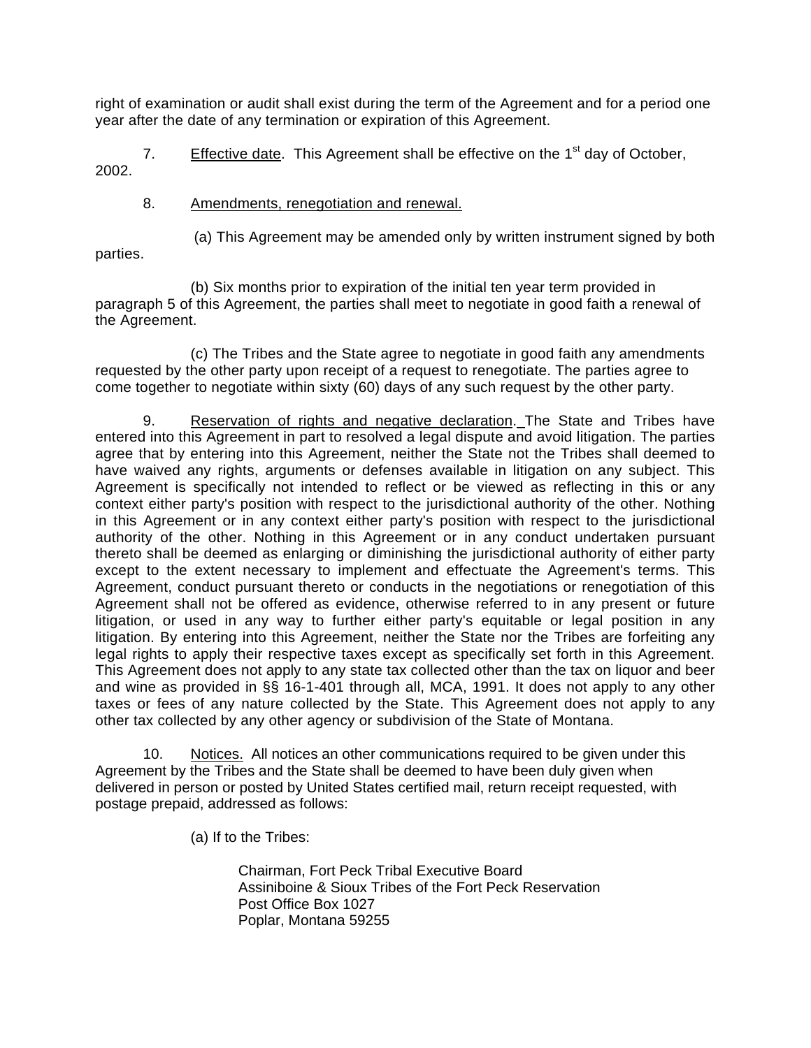right of examination or audit shall exist during the term of the Agreement and for a period one year after the date of any termination or expiration of this Agreement.

7. Effective date. This Agreement shall be effective on the 1st day of October, 2002.

8. Amendments, renegotiation and renewal.

(a) This Agreement may be amended only by written instrument signed by both parties.

(b) Six months prior to expiration of the initial ten year term provided in paragraph 5 of this Agreement, the parties shall meet to negotiate in good faith a renewal of the Agreement.

(c) The Tribes and the State agree to negotiate in good faith any amendments requested by the other party upon receipt of a request to renegotiate. The parties agree to come together to negotiate within sixty (60) days of any such request by the other party.

9. Reservation of rights and negative declaration. The State and Tribes have entered into this Agreement in part to resolved a legal dispute and avoid litigation. The parties agree that by entering into this Agreement, neither the State not the Tribes shall deemed to have waived any rights, arguments or defenses available in litigation on any subject. This Agreement is specifically not intended to reflect or be viewed as reflecting in this or any context either party's position with respect to the jurisdictional authority of the other. Nothing in this Agreement or in any context either party's position with respect to the jurisdictional authority of the other. Nothing in this Agreement or in any conduct undertaken pursuant thereto shall be deemed as enlarging or diminishing the jurisdictional authority of either party except to the extent necessary to implement and effectuate the Agreement's terms. This Agreement, conduct pursuant thereto or conducts in the negotiations or renegotiation of this Agreement shall not be offered as evidence, otherwise referred to in any present or future litigation, or used in any way to further either party's equitable or legal position in any litigation. By entering into this Agreement, neither the State nor the Tribes are forfeiting any legal rights to apply their respective taxes except as specifically set forth in this Agreement. This Agreement does not apply to any state tax collected other than the tax on liquor and beer and wine as provided in §§ 16-1-401 through all, MCA, 1991. It does not apply to any other taxes or fees of any nature collected by the State. This Agreement does not apply to any other tax collected by any other agency or subdivision of the State of Montana.

10. Notices. All notices an other communications required to be given under this Agreement by the Tribes and the State shall be deemed to have been duly given when delivered in person or posted by United States certified mail, return receipt requested, with postage prepaid, addressed as follows:

(a) If to the Tribes:

Chairman, Fort Peck Tribal Executive Board
Assiniboine & Sioux Tribes of the Fort Peck Reservation
Post Office Box 1027
Poplar, Montana 59255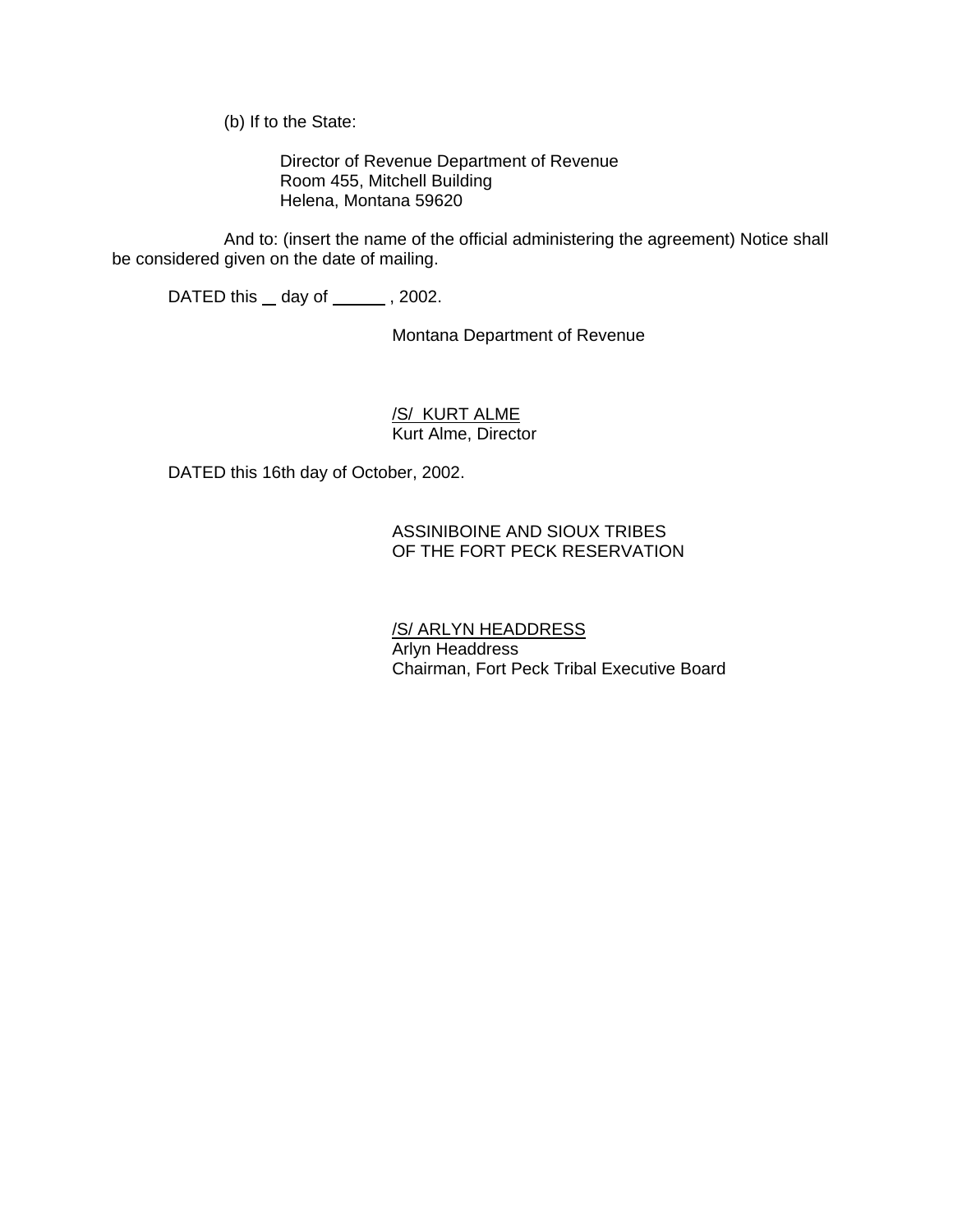(b) If to the State:

Director of Revenue Department of Revenue
Room 455, Mitchell Building
Helena, Montana 59620

And to: (insert the name of the official administering the agreement) Notice shall be considered given on the date of mailing.

DATED this __ day of ______ , 2002.

Montana Department of Revenue

/S/ KURT ALME
Kurt Alme, Director

DATED this 16th day of October, 2002.

ASSINIBOINE AND SIOUX TRIBES
OF THE FORT PECK RESERVATION

/S/ ARLYN HEADDRESS
Arlyn Headdress
Chairman, Fort Peck Tribal Executive Board